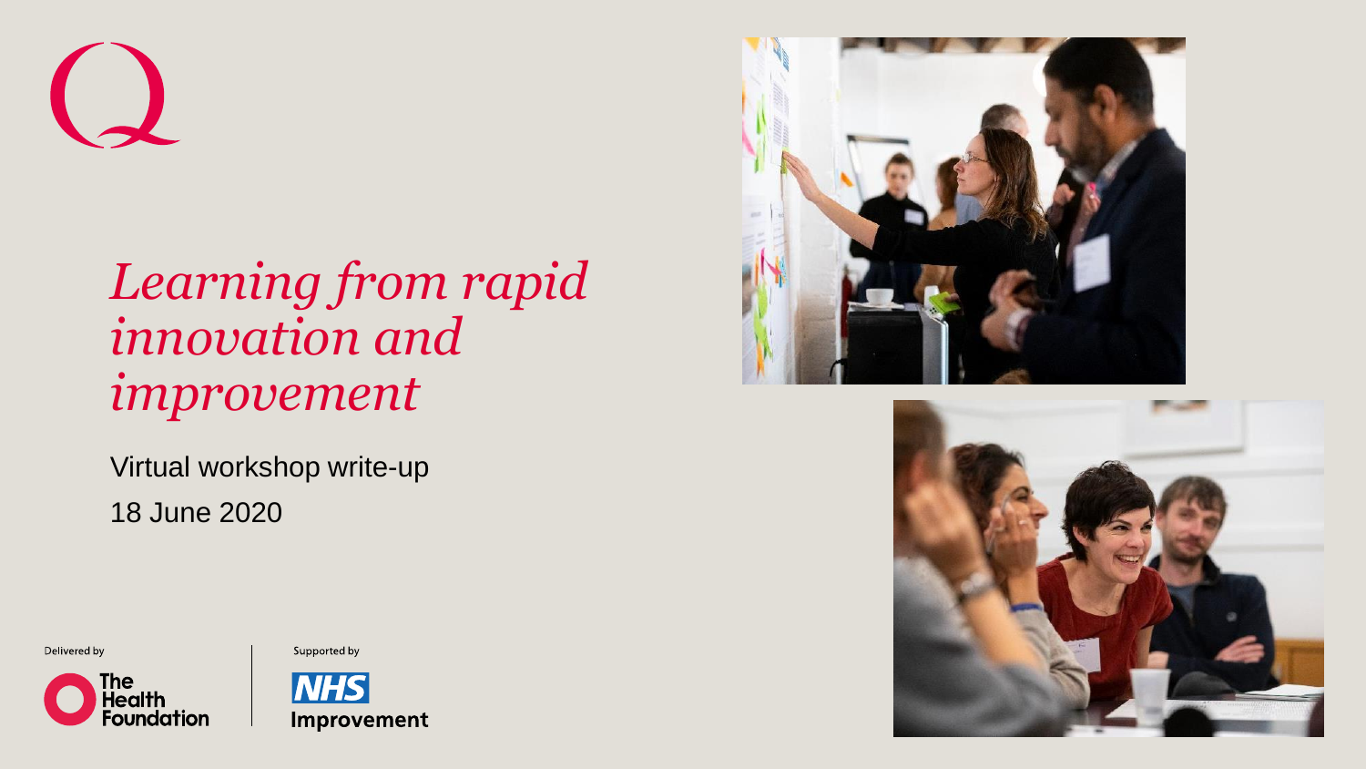# *Learning from rapid innovation and improvement*

Virtual workshop write-up

18 June 2020

Delivered by

The Health Foundation

Supported by

NHS Improvement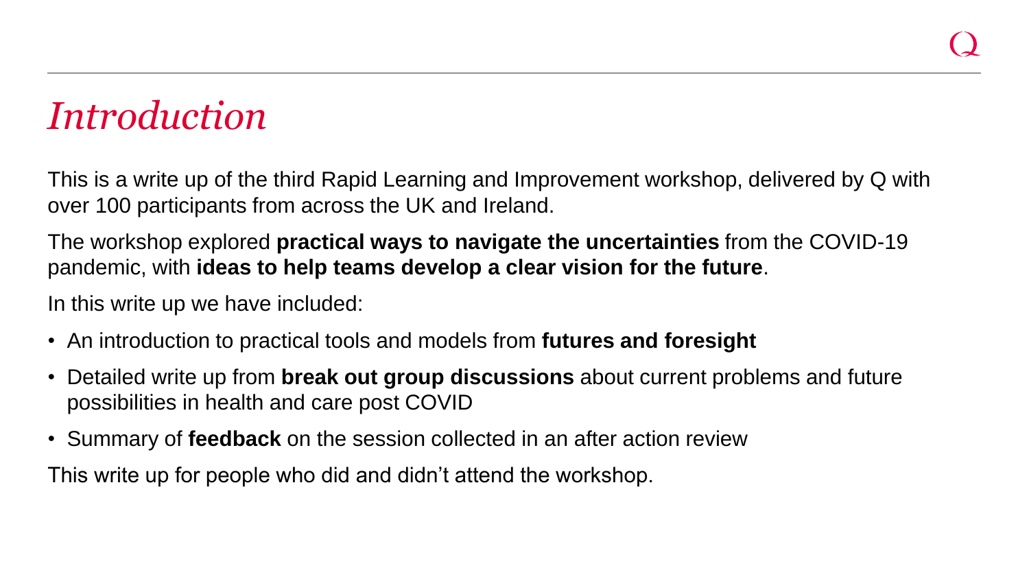# *Introduction*

This is a write up of the third Rapid Learning and Improvement workshop, delivered by Q with over 100 participants from across the UK and Ireland.

The workshop explored **practical ways to navigate the uncertainties** from the COVID-19 pandemic, with **ideas to help teams develop a clear vision for the future**.

In this write up we have included:

- An introduction to practical tools and models from **futures and foresight**
- Detailed write up from **break out group discussions** about current problems and future possibilities in health and care post COVID
- Summary of **feedback** on the session collected in an after action review

This write up for people who did and didn't attend the workshop.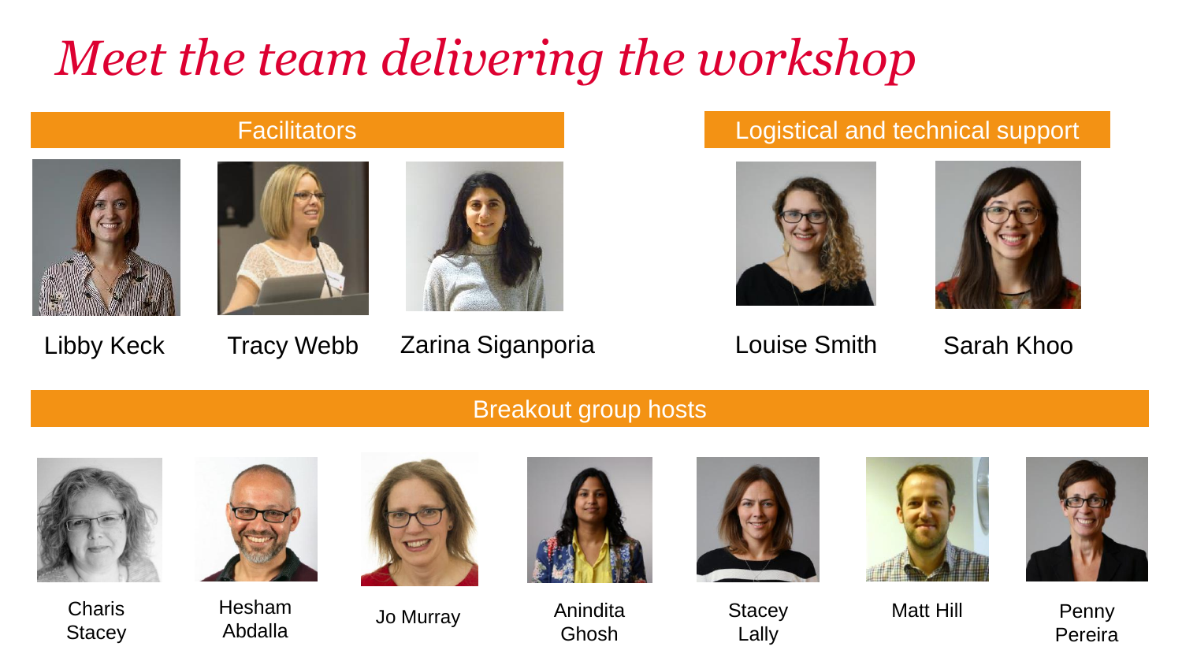# *Meet the team delivering the workshop*

## Facilitators

Libby Keck

Tracy Webb

Zarina Siganporia

## Logistical and technical support

Louise Smith

Sarah Khoo

## Breakout group hosts

Charis Stacey

Hesham Abdalla

Jo Murray

Anindita Ghosh

Stacey Lally

Matt Hill

Penny Pereira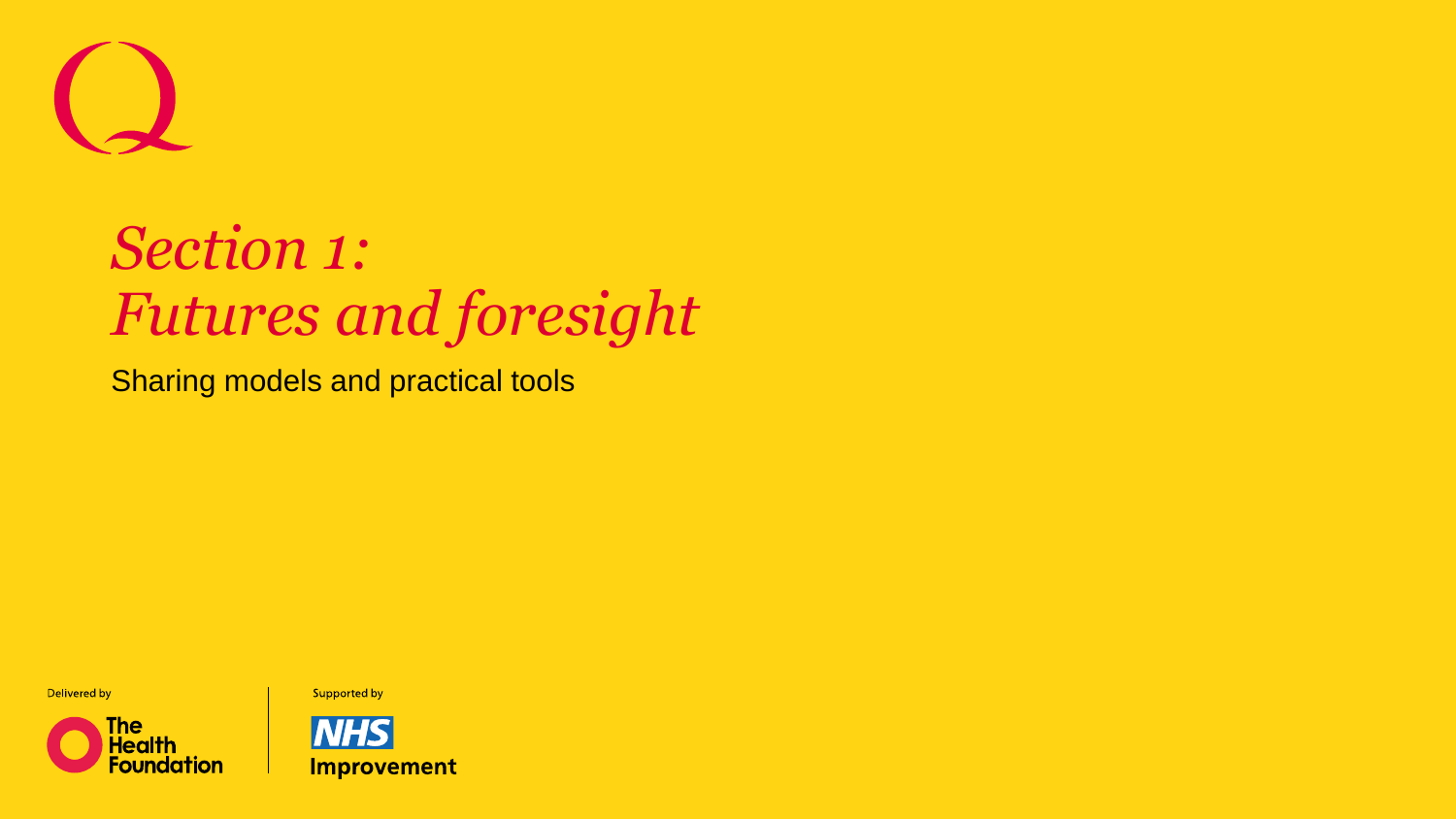# *Section 1: Futures and foresight*

Sharing models and practical tools

Delivered by

The Health Foundation

Supported by

NHS Improvement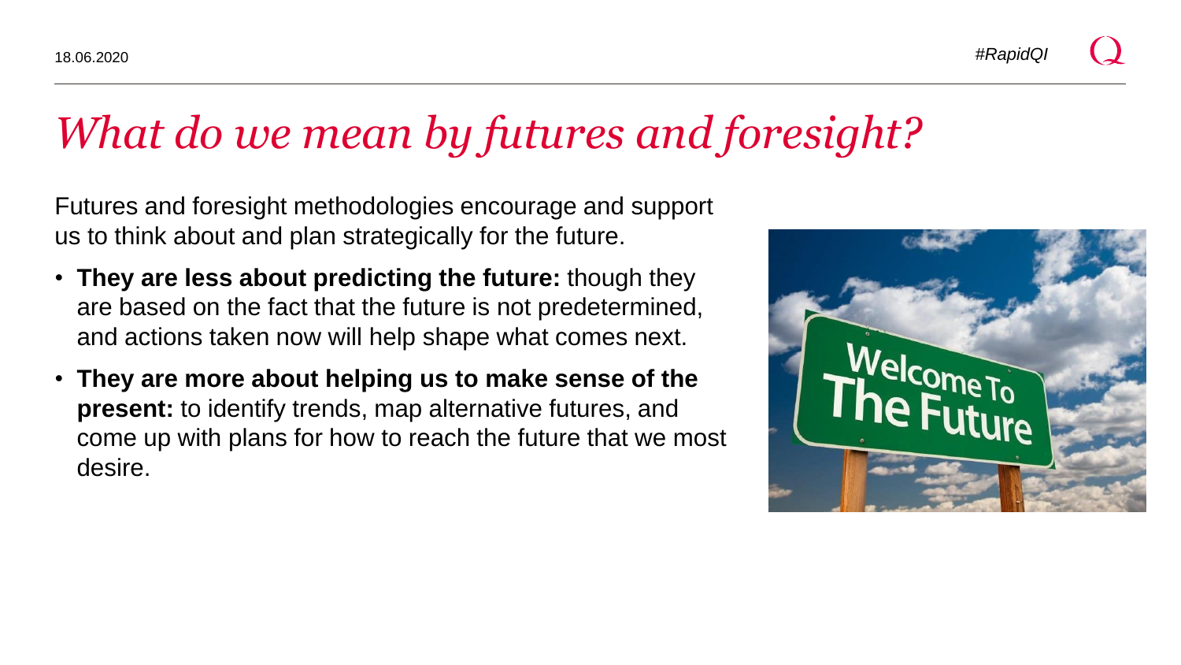# *What do we mean by futures and foresight?*

Futures and foresight methodologies encourage and support us to think about and plan strategically for the future.

- **They are less about predicting the future:** though they are based on the fact that the future is not predetermined, and actions taken now will help shape what comes next.
- **They are more about helping us to make sense of the present:** to identify trends, map alternative futures, and come up with plans for how to reach the future that we most desire.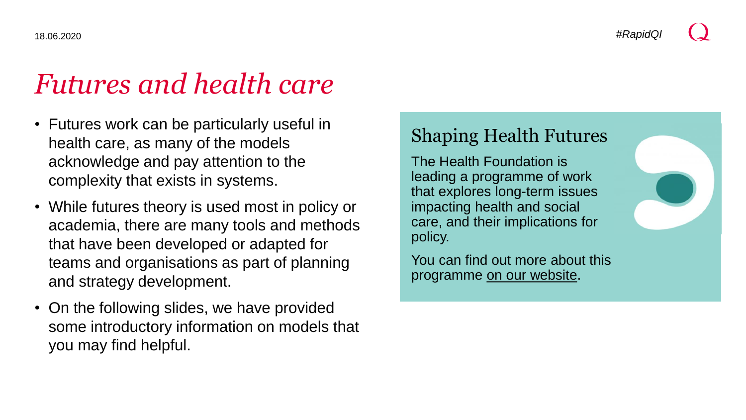# *Futures and health care*

- Futures work can be particularly useful in health care, as many of the models acknowledge and pay attention to the complexity that exists in systems.
- While futures theory is used most in policy or academia, there are many tools and methods that have been developed or adapted for teams and organisations as part of planning and strategy development.
- On the following slides, we have provided some introductory information on models that you may find helpful.

## Shaping Health Futures

The Health Foundation is leading a programme of work that explores long-term issues impacting health and social care, and their implications for policy.

You can find out more about this programme on our website.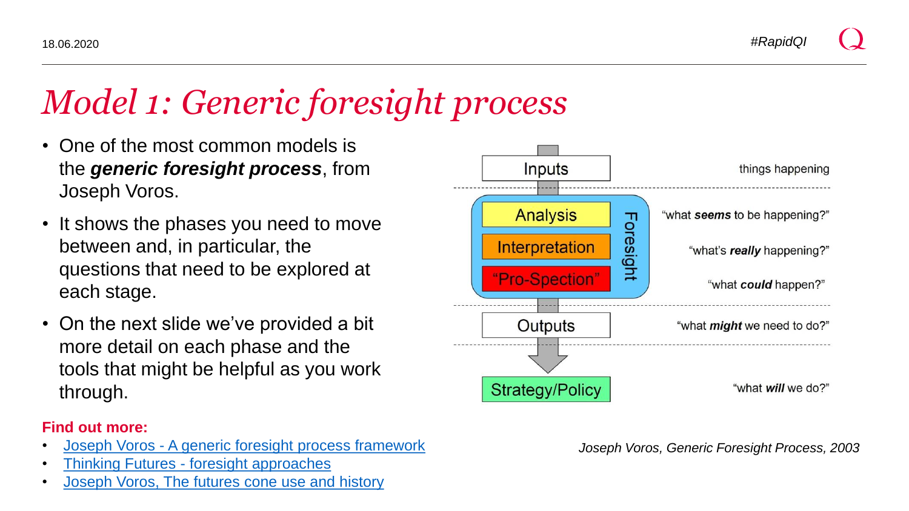# *Model 1: Generic foresight process*

- One of the most common models is the ***generic foresight process***, from Joseph Voros.
- It shows the phases you need to move between and, in particular, the questions that need to be explored at each stage.
- On the next slide we've provided a bit more detail on each phase and the tools that might be helpful as you work through.

Inputs
things happening

Foresight
Analysis
"what ***seems*** to be happening?"
Interpretation
"what's ***really*** happening?"
"Pro-Spection"
"what ***could*** happen?"

Outputs
"what ***might*** we need to do?"

Strategy/Policy
"what ***will*** we do?"

*Joseph Voros, Generic Foresight Process, 2003*

**Find out more:**

- Joseph Voros - A generic foresight process framework
- Thinking Futures - foresight approaches
- Joseph Voros, The futures cone use and history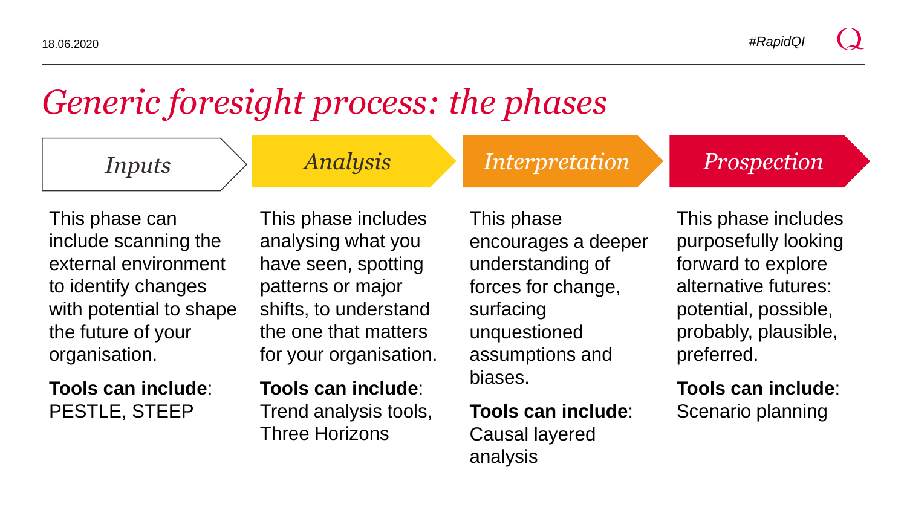# *Generic foresight process: the phases*

## *Inputs*

This phase can include scanning the external environment to identify changes with potential to shape the future of your organisation.

**Tools can include**: PESTLE, STEEP

## *Analysis*

This phase includes analysing what you have seen, spotting patterns or major shifts, to understand the one that matters for your organisation.

**Tools can include**: Trend analysis tools, Three Horizons

## *Interpretation*

This phase encourages a deeper understanding of forces for change, surfacing unquestioned assumptions and biases.

**Tools can include**: Causal layered analysis

## *Prospection*

This phase includes purposefully looking forward to explore alternative futures: potential, possible, probably, plausible, preferred.

**Tools can include**: Scenario planning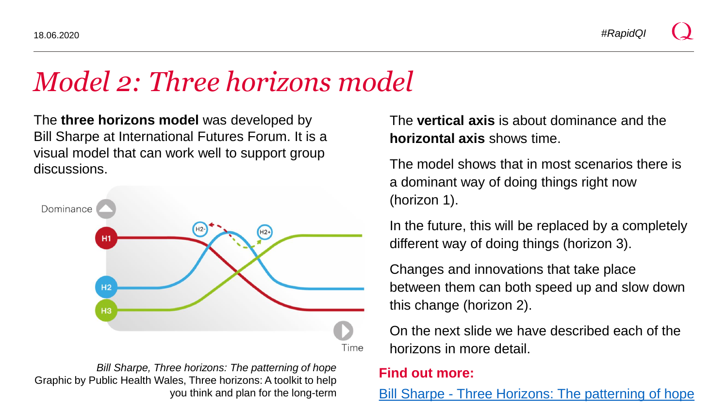# Model 2: Three horizons model

The **three horizons model** was developed by Bill Sharpe at International Futures Forum. It is a visual model that can work well to support group discussions.

Dominance

H1

H2

H3

H2-

H2+

Time

*Bill Sharpe, Three horizons: The patterning of hope*
Graphic by Public Health Wales, Three horizons: A toolkit to help you think and plan for the long-term

The **vertical axis** is about dominance and the **horizontal axis** shows time.

The model shows that in most scenarios there is a dominant way of doing things right now (horizon 1).

In the future, this will be replaced by a completely different way of doing things (horizon 3).

Changes and innovations that take place between them can both speed up and slow down this change (horizon 2).

On the next slide we have described each of the horizons in more detail.

**Find out more:**

[Bill Sharpe - Three Horizons: The patterning of hope]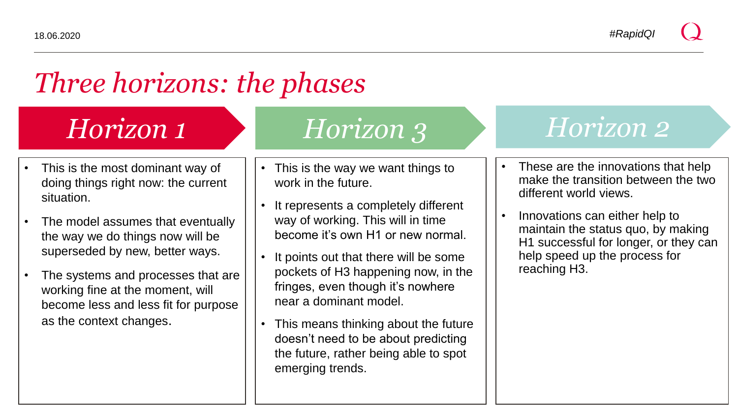# *Three horizons: the phases*

## *Horizon 1*

- This is the most dominant way of doing things right now: the current situation.
- The model assumes that eventually the way we do things now will be superseded by new, better ways.
- The systems and processes that are working fine at the moment, will become less and less fit for purpose as the context changes.

## *Horizon 3*

- This is the way we want things to work in the future.
- It represents a completely different way of working. This will in time become it's own H1 or new normal.
- It points out that there will be some pockets of H3 happening now, in the fringes, even though it's nowhere near a dominant model.
- This means thinking about the future doesn't need to be about predicting the future, rather being able to spot emerging trends.

## *Horizon 2*

- These are the innovations that help make the transition between the two different world views.
- Innovations can either help to maintain the status quo, by making H1 successful for longer, or they can help speed up the process for reaching H3.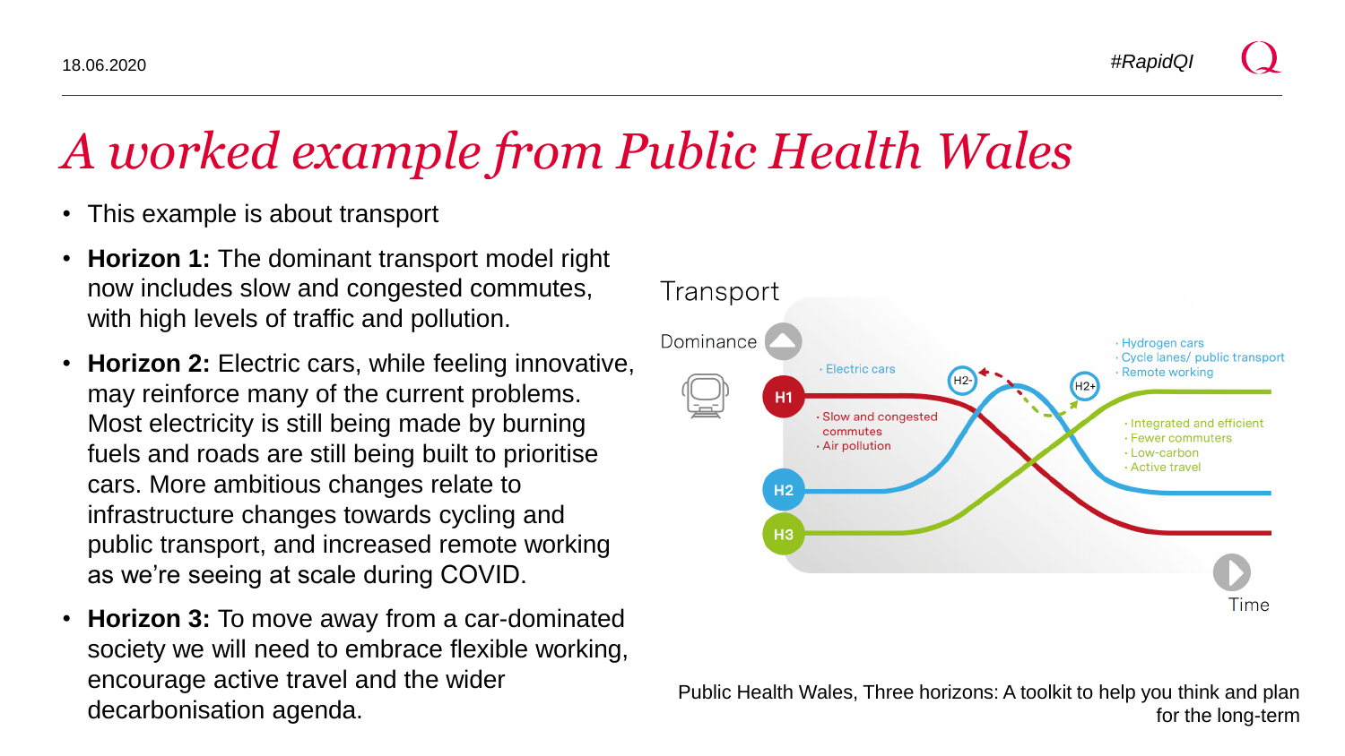# *A worked example from Public Health Wales*

- This example is about transport
- **Horizon 1:** The dominant transport model right now includes slow and congested commutes, with high levels of traffic and pollution.
- **Horizon 2:** Electric cars, while feeling innovative, may reinforce many of the current problems. Most electricity is still being made by burning fuels and roads are still being built to prioritise cars. More ambitious changes relate to infrastructure changes towards cycling and public transport, and increased remote working as we're seeing at scale during COVID.
- **Horizon 3:** To move away from a car-dominated society we will need to embrace flexible working, encourage active travel and the wider decarbonisation agenda.

Transport

Dominance

H1

H2

H3

H2-

H2+

· Electric cars

· Slow and congested commutes
· Air pollution

· Hydrogen cars
· Cycle lanes/ public transport
· Remote working

· Integrated and efficient
· Fewer commuters
· Low-carbon
· Active travel

Time

Public Health Wales, Three horizons: A toolkit to help you think and plan for the long-term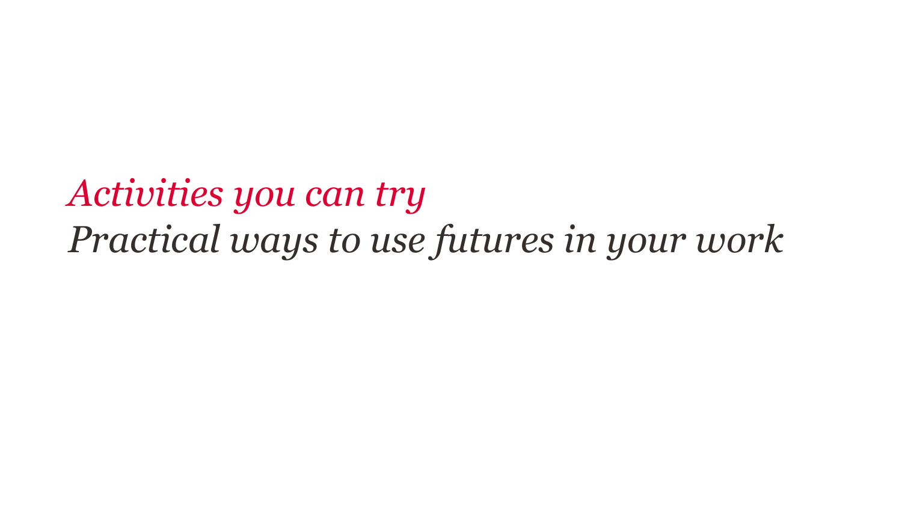# *Activities you can try*

*Practical ways to use futures in your work*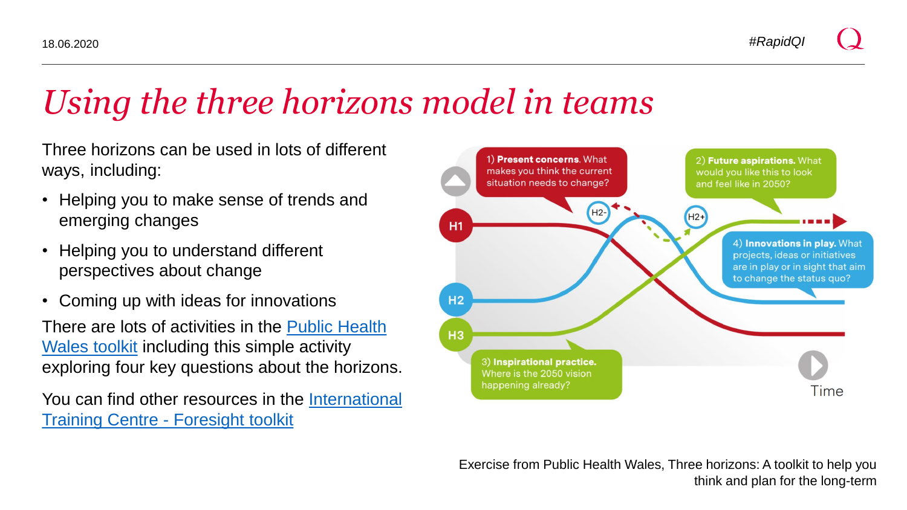# *Using the three horizons model in teams*

Three horizons can be used in lots of different ways, including:

- Helping you to make sense of trends and emerging changes
- Helping you to understand different perspectives about change
- Coming up with ideas for innovations

There are lots of activities in the Public Health Wales toolkit including this simple activity exploring four key questions about the horizons.

You can find other resources in the International Training Centre - Foresight toolkit

1) **Present concerns.** What makes you think the current situation needs to change?

2) **Future aspirations.** What would you like this to look and feel like in 2050?

3) **Inspirational practice.** Where is the 2050 vision happening already?

4) **Innovations in play.** What projects, ideas or initiatives are in play or in sight that aim to change the status quo?

H1

H2

H3

H2-

H2+

Time

Exercise from Public Health Wales, Three horizons: A toolkit to help you think and plan for the long-term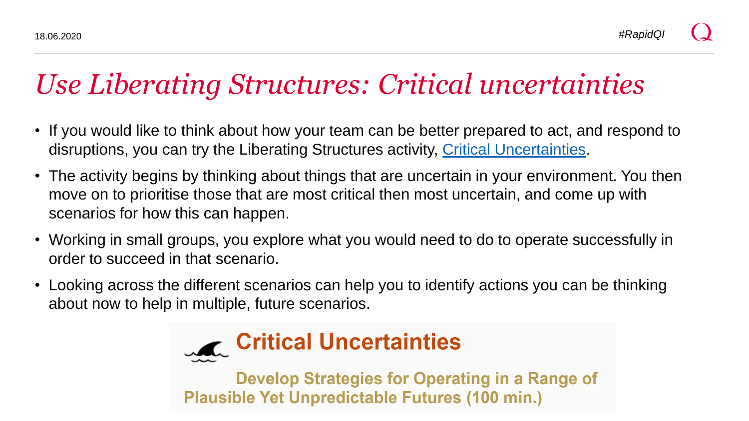# *Use Liberating Structures: Critical uncertainties*

- If you would like to think about how your team can be better prepared to act, and respond to disruptions, you can try the Liberating Structures activity, Critical Uncertainties.
- The activity begins by thinking about things that are uncertain in your environment. You then move on to prioritise those that are most critical then most uncertain, and come up with scenarios for how this can happen.
- Working in small groups, you explore what you would need to do to operate successfully in order to succeed in that scenario.
- Looking across the different scenarios can help you to identify actions you can be thinking about now to help in multiple, future scenarios.

**Critical Uncertainties**

**Develop Strategies for Operating in a Range of Plausible Yet Unpredictable Futures (100 min.)**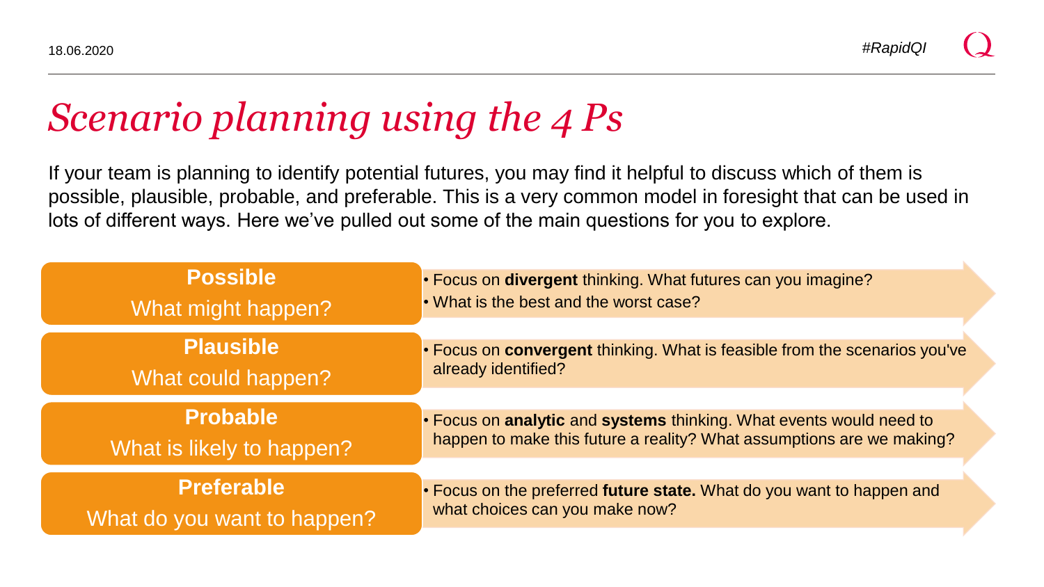# *Scenario planning using the 4 Ps*

If your team is planning to identify potential futures, you may find it helpful to discuss which of them is possible, plausible, probable, and preferable. This is a very common model in foresight that can be used in lots of different ways. Here we've pulled out some of the main questions for you to explore.

| | |
|---|---|
| **Possible**<br>What might happen? | • Focus on **divergent** thinking. What futures can you imagine?<br>• What is the best and the worst case? |
| **Plausible**<br>What could happen? | • Focus on **convergent** thinking. What is feasible from the scenarios you've already identified? |
| **Probable**<br>What is likely to happen? | • Focus on **analytic** and **systems** thinking. What events would need to happen to make this future a reality? What assumptions are we making? |
| **Preferable**<br>What do you want to happen? | • Focus on the preferred **future state.** What do you want to happen and what choices can you make now? |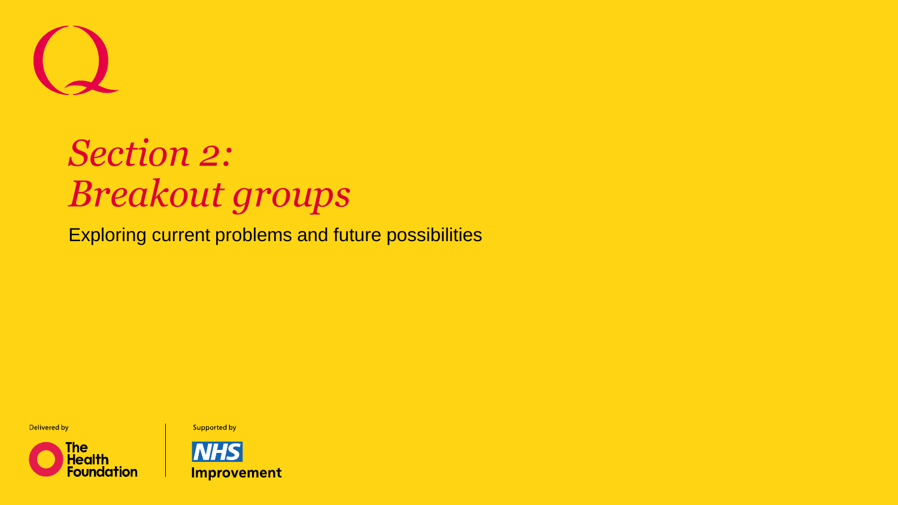# *Section 2: Breakout groups*

Exploring current problems and future possibilities

Delivered by

The Health Foundation

Supported by

NHS Improvement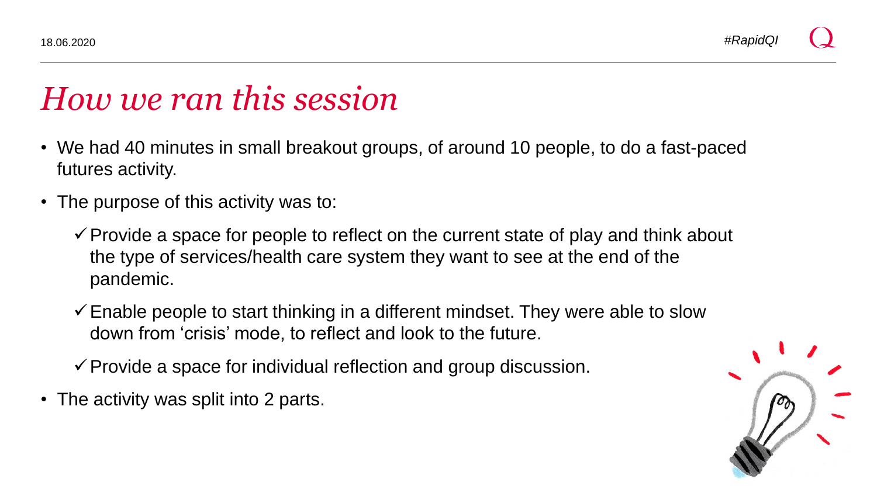# *How we ran this session*

- We had 40 minutes in small breakout groups, of around 10 people, to do a fast-paced futures activity.
- The purpose of this activity was to:
  - ✓ Provide a space for people to reflect on the current state of play and think about the type of services/health care system they want to see at the end of the pandemic.
  - ✓ Enable people to start thinking in a different mindset. They were able to slow down from 'crisis' mode, to reflect and look to the future.
  - ✓ Provide a space for individual reflection and group discussion.
- The activity was split into 2 parts.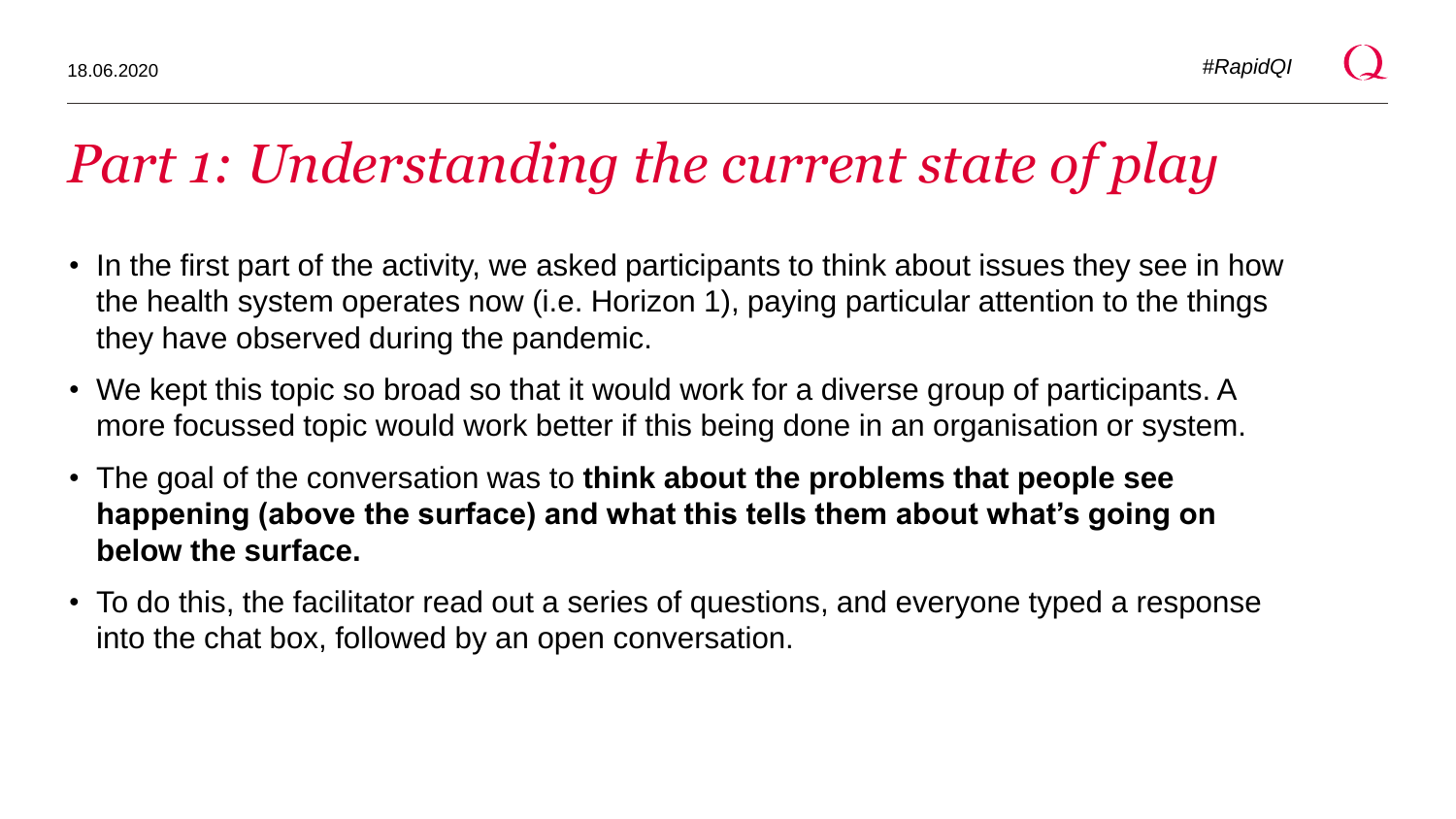# *Part 1: Understanding the current state of play*

- In the first part of the activity, we asked participants to think about issues they see in how the health system operates now (i.e. Horizon 1), paying particular attention to the things they have observed during the pandemic.
- We kept this topic so broad so that it would work for a diverse group of participants. A more focussed topic would work better if this being done in an organisation or system.
- The goal of the conversation was to **think about the problems that people see happening (above the surface) and what this tells them about what's going on below the surface.**
- To do this, the facilitator read out a series of questions, and everyone typed a response into the chat box, followed by an open conversation.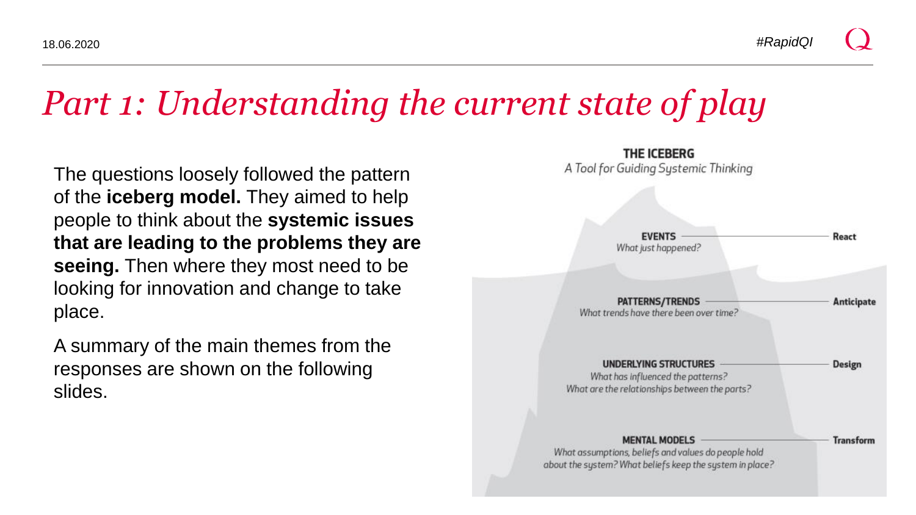# *Part 1: Understanding the current state of play*

The questions loosely followed the pattern of the **iceberg model.** They aimed to help people to think about the **systemic issues that are leading to the problems they are seeing.** Then where they most need to be looking for innovation and change to take place.

A summary of the main themes from the responses are shown on the following slides.

**THE ICEBERG**

*A Tool for Guiding Systemic Thinking*

**EVENTS** — **React**
*What just happened?*

**PATTERNS/TRENDS** — **Anticipate**
*What trends have there been over time?*

**UNDERLYING STRUCTURES** — **Design**
*What has influenced the patterns?*
*What are the relationships between the parts?*

**MENTAL MODELS** — **Transform**
*What assumptions, beliefs and values do people hold about the system? What beliefs keep the system in place?*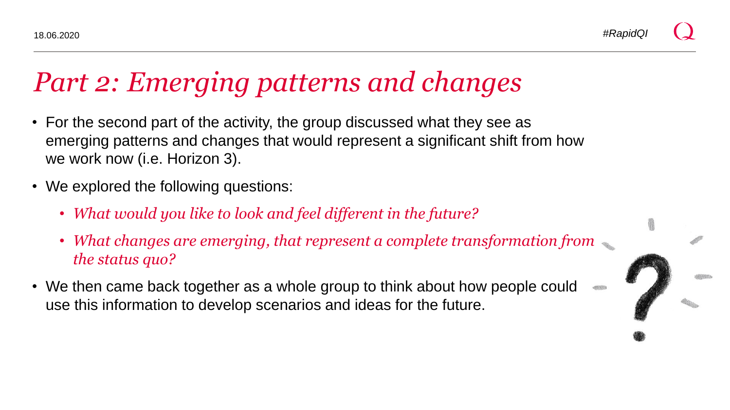# *Part 2: Emerging patterns and changes*

- For the second part of the activity, the group discussed what they see as emerging patterns and changes that would represent a significant shift from how we work now (i.e. Horizon 3).
- We explored the following questions:
  - *What would you like to look and feel different in the future?*
  - *What changes are emerging, that represent a complete transformation from the status quo?*
- We then came back together as a whole group to think about how people could use this information to develop scenarios and ideas for the future.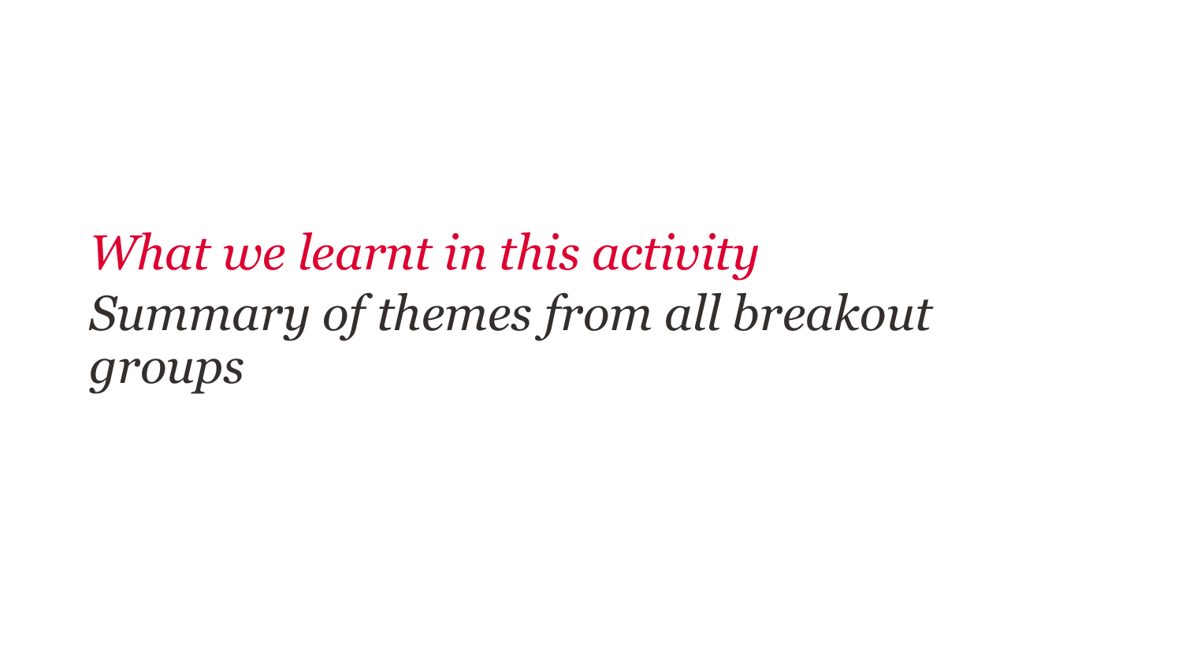# *What we learnt in this activity*

## *Summary of themes from all breakout groups*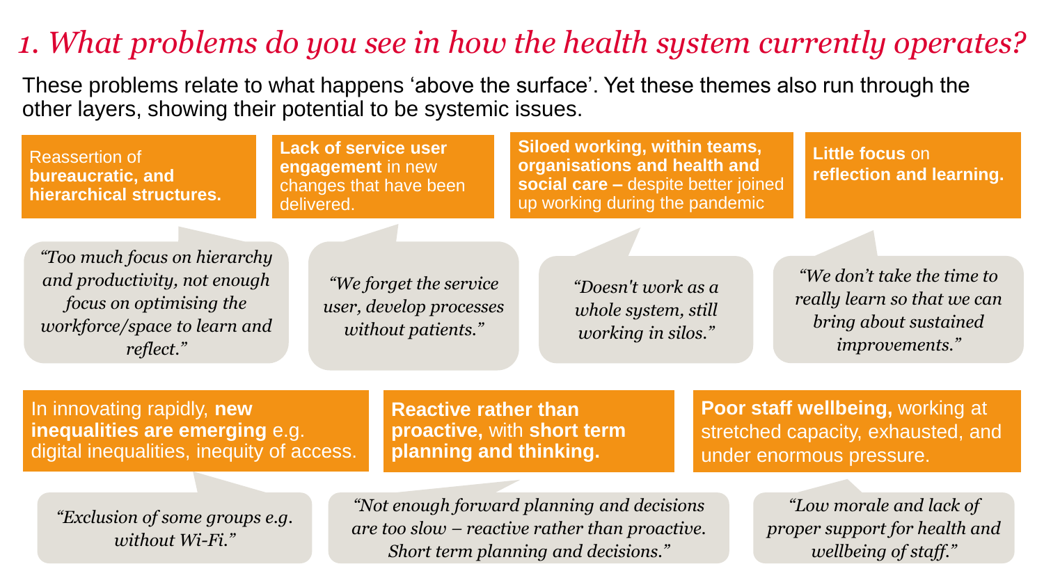# *1. What problems do you see in how the health system currently operates?*

These problems relate to what happens 'above the surface'. Yet these themes also run through the other layers, showing their potential to be systemic issues.

Reassertion of **bureaucratic, and hierarchical structures.**

*"Too much focus on hierarchy and productivity, not enough focus on optimising the workforce/space to learn and reflect."*

**Lack of service user engagement** in new changes that have been delivered.

*"We forget the service user, develop processes without patients."*

**Siloed working, within teams, organisations and health and social care –** despite better joined up working during the pandemic

*"Doesn't work as a whole system, still working in silos."*

**Little focus** on **reflection and learning.**

*"We don't take the time to really learn so that we can bring about sustained improvements."*

In innovating rapidly, **new inequalities are emerging** e.g. digital inequalities, inequity of access.

*"Exclusion of some groups e.g. without Wi-Fi."*

**Reactive rather than proactive,** with **short term planning and thinking.**

*"Not enough forward planning and decisions are too slow – reactive rather than proactive. Short term planning and decisions."*

**Poor staff wellbeing,** working at stretched capacity, exhausted, and under enormous pressure.

*"Low morale and lack of proper support for health and wellbeing of staff."*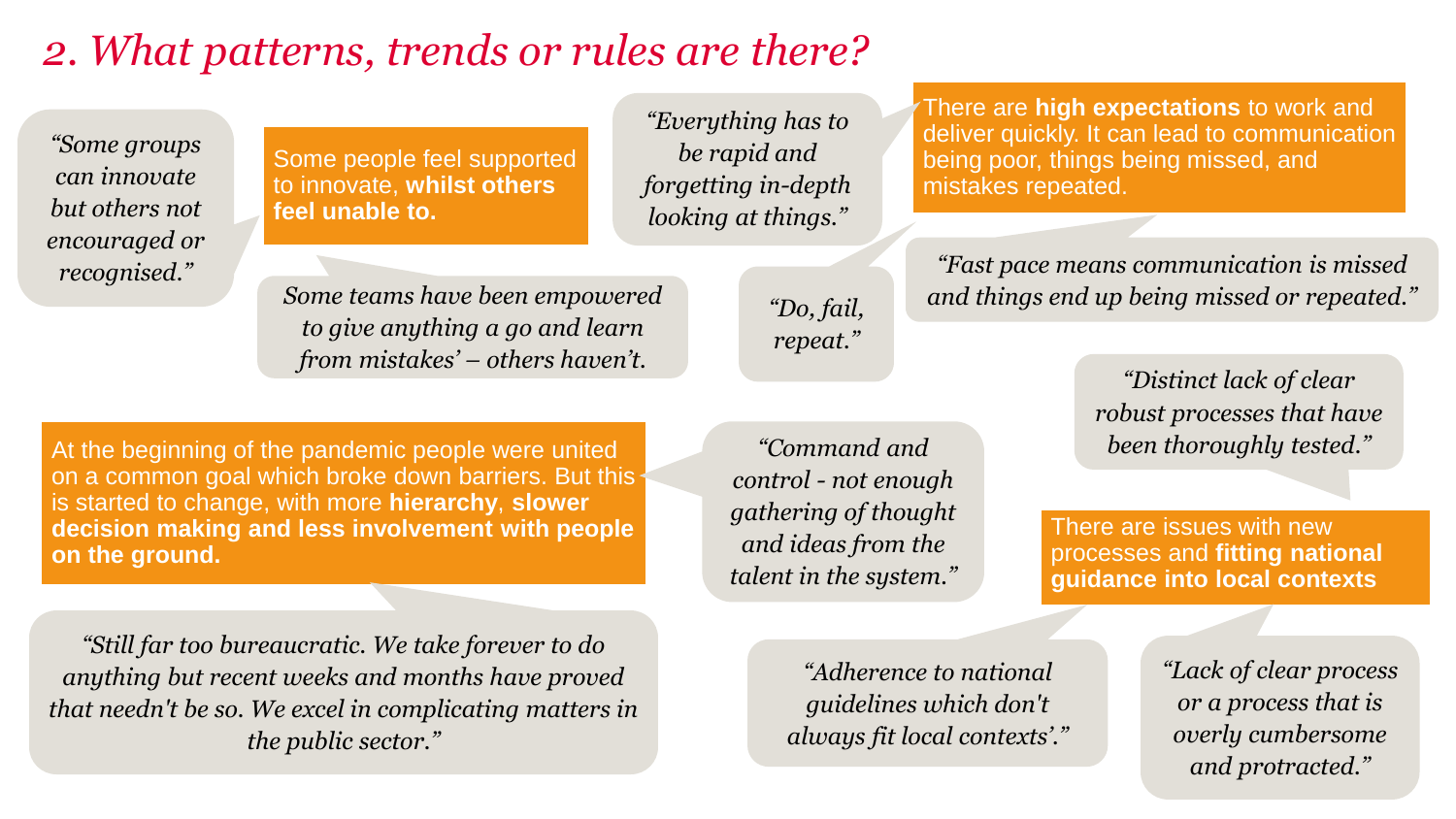# 2. What patterns, trends or rules are there?

*"Some groups can innovate but others not encouraged or recognised."*

Some people feel supported to innovate, **whilst others feel unable to.**

*Some teams have been empowered to give anything a go and learn from mistakes' – others haven't.*

*"Everything has to be rapid and forgetting in-depth looking at things."*

There are **high expectations** to work and deliver quickly. It can lead to communication being poor, things being missed, and mistakes repeated.

*"Do, fail, repeat."*

*"Fast pace means communication is missed and things end up being missed or repeated."*

At the beginning of the pandemic people were united on a common goal which broke down barriers. But this is started to change, with more **hierarchy**, **slower decision making and less involvement with people on the ground.**

*"Command and control - not enough gathering of thought and ideas from the talent in the system."*

*"Still far too bureaucratic. We take forever to do anything but recent weeks and months have proved that needn't be so. We excel in complicating matters in the public sector."*

*"Distinct lack of clear robust processes that have been thoroughly tested."*

There are issues with new processes and **fitting national guidance into local contexts**

*"Adherence to national guidelines which don't always fit local contexts'."*

*"Lack of clear process or a process that is overly cumbersome and protracted."*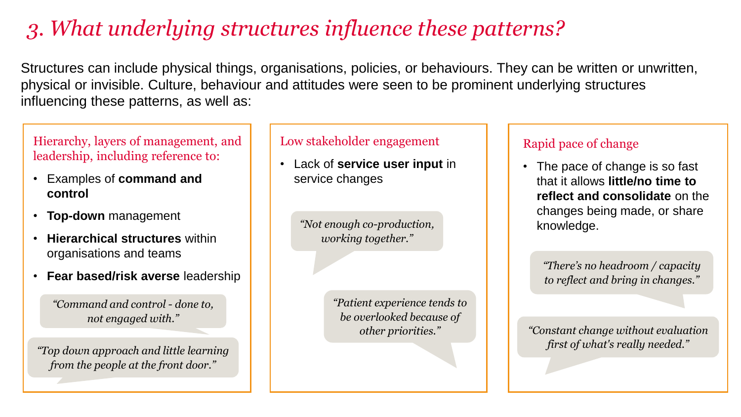# *3. What underlying structures influence these patterns?*

Structures can include physical things, organisations, policies, or behaviours. They can be written or unwritten, physical or invisible. Culture, behaviour and attitudes were seen to be prominent underlying structures influencing these patterns, as well as:

### Hierarchy, layers of management, and leadership, including reference to:

- Examples of **command and control**
- **Top-down** management
- **Hierarchical structures** within organisations and teams
- **Fear based/risk averse** leadership

*"Command and control - done to, not engaged with."*

*"Top down approach and little learning from the people at the front door."*

### Low stakeholder engagement

- Lack of **service user input** in service changes

*"Not enough co-production, working together."*

*"Patient experience tends to be overlooked because of other priorities."*

### Rapid pace of change

- The pace of change is so fast that it allows **little/no time to reflect and consolidate** on the changes being made, or share knowledge.

*"There's no headroom / capacity to reflect and bring in changes."*

*"Constant change without evaluation first of what's really needed."*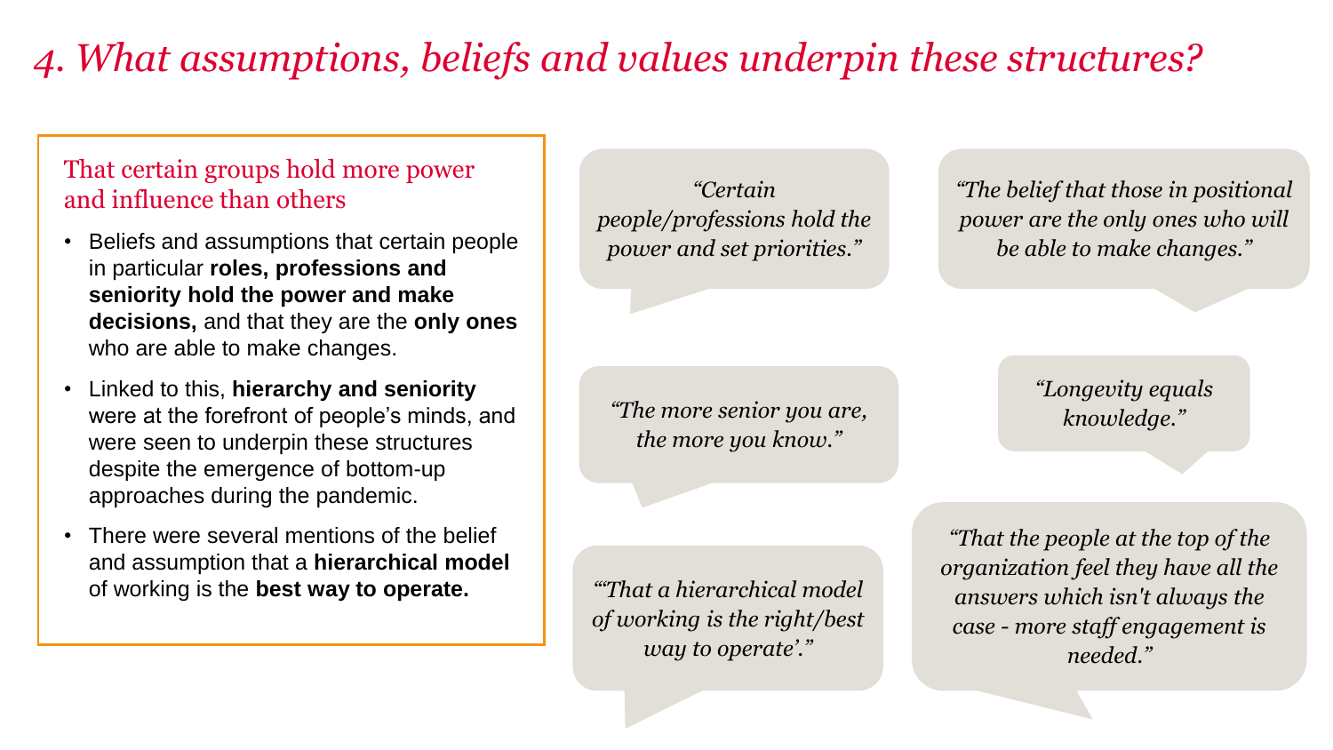# *4. What assumptions, beliefs and values underpin these structures?*

## That certain groups hold more power and influence than others

- Beliefs and assumptions that certain people in particular **roles, professions and seniority hold the power and make decisions,** and that they are the **only ones** who are able to make changes.
- Linked to this, **hierarchy and seniority** were at the forefront of people's minds, and were seen to underpin these structures despite the emergence of bottom-up approaches during the pandemic.
- There were several mentions of the belief and assumption that a **hierarchical model** of working is the **best way to operate.**

*"Certain people/professions hold the power and set priorities."*

*"The belief that those in positional power are the only ones who will be able to make changes."*

*"The more senior you are, the more you know."*

*"Longevity equals knowledge."*

*"'That a hierarchical model of working is the right/best way to operate'."*

*"That the people at the top of the organization feel they have all the answers which isn't always the case - more staff engagement is needed."*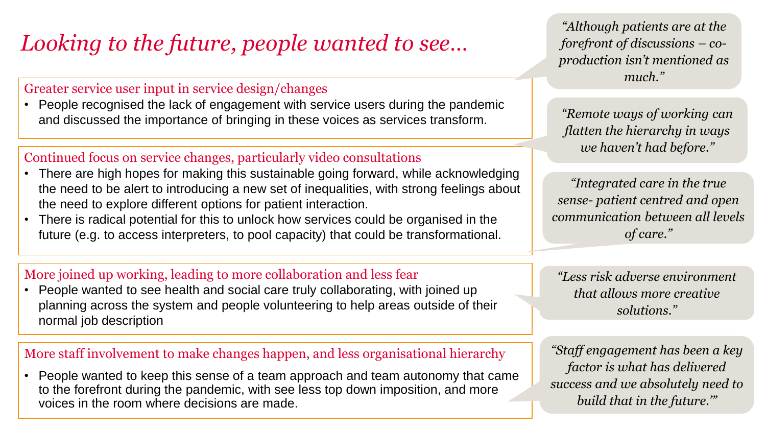# *Looking to the future, people wanted to see…*

### Greater service user input in service design/changes

- People recognised the lack of engagement with service users during the pandemic and discussed the importance of bringing in these voices as services transform.

> *"Although patients are at the forefront of discussions – co-production isn't mentioned as much."*

### Continued focus on service changes, particularly video consultations

- There are high hopes for making this sustainable going forward, while acknowledging the need to be alert to introducing a new set of inequalities, with strong feelings about the need to explore different options for patient interaction.
- There is radical potential for this to unlock how services could be organised in the future (e.g. to access interpreters, to pool capacity) that could be transformational.

> *"Remote ways of working can flatten the hierarchy in ways we haven't had before."*

> *"Integrated care in the true sense- patient centred and open communication between all levels of care."*

### More joined up working, leading to more collaboration and less fear

- People wanted to see health and social care truly collaborating, with joined up planning across the system and people volunteering to help areas outside of their normal job description

> *"Less risk adverse environment that allows more creative solutions."*

### More staff involvement to make changes happen, and less organisational hierarchy

- People wanted to keep this sense of a team approach and team autonomy that came to the forefront during the pandemic, with see less top down imposition, and more voices in the room where decisions are made.

> *"Staff engagement has been a key factor is what has delivered success and we absolutely need to build that in the future."'*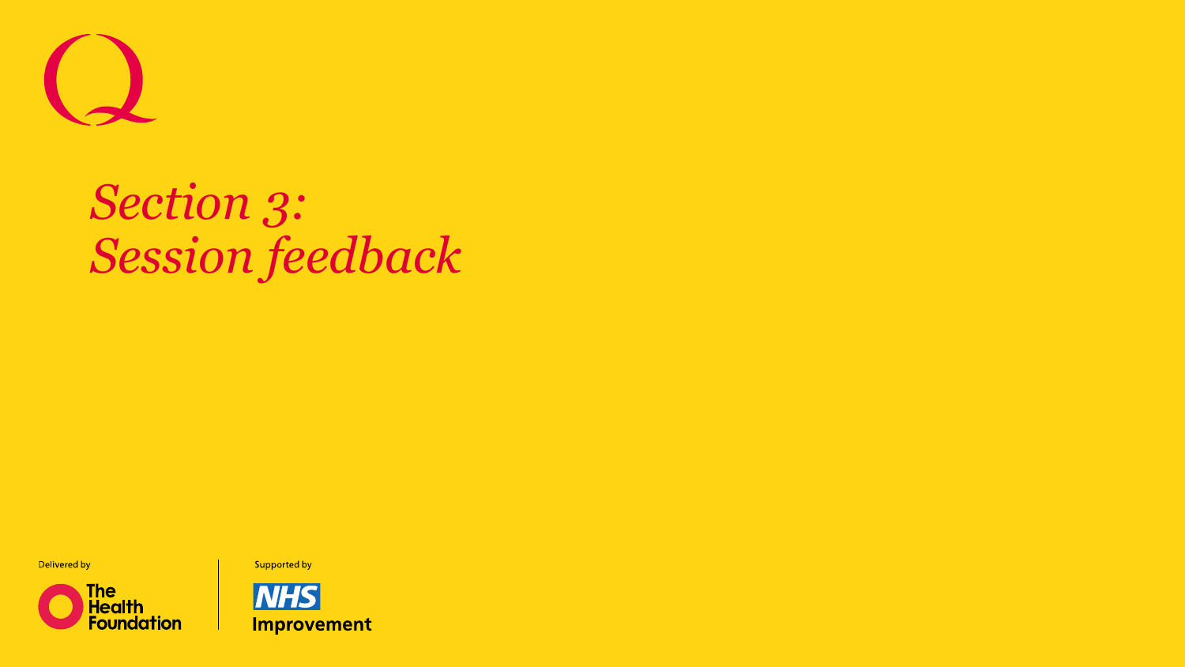# *Section 3: Session feedback*

Delivered by

The Health Foundation

Supported by

NHS Improvement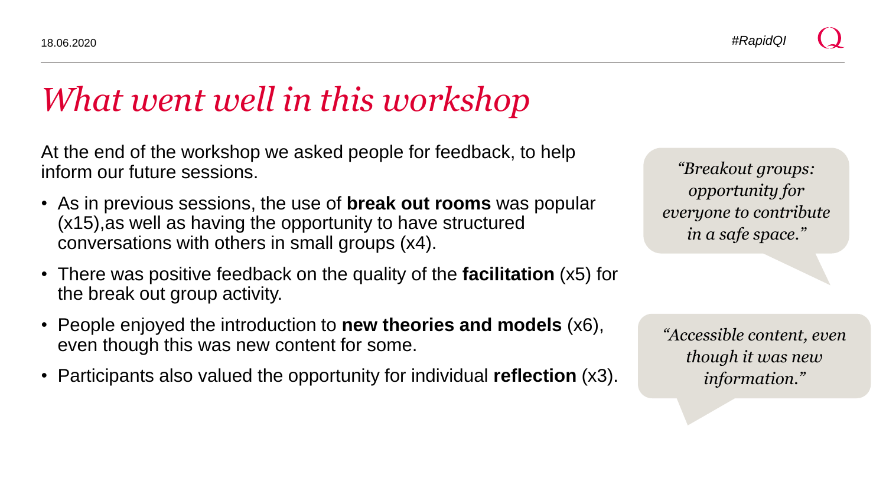# *What went well in this workshop*

At the end of the workshop we asked people for feedback, to help inform our future sessions.

- As in previous sessions, the use of **break out rooms** was popular (x15),as well as having the opportunity to have structured conversations with others in small groups (x4).
- There was positive feedback on the quality of the **facilitation** (x5) for the break out group activity.
- People enjoyed the introduction to **new theories and models** (x6), even though this was new content for some.
- Participants also valued the opportunity for individual **reflection** (x3).

*"Breakout groups: opportunity for everyone to contribute in a safe space."*

*"Accessible content, even though it was new information."*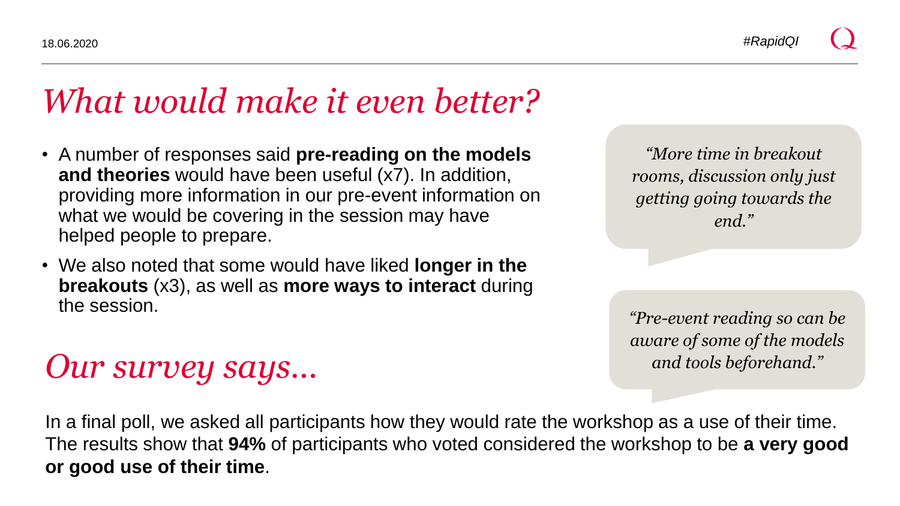# *What would make it even better?*

- A number of responses said **pre-reading on the models and theories** would have been useful (x7). In addition, providing more information in our pre-event information on what we would be covering in the session may have helped people to prepare.
- We also noted that some would have liked **longer in the breakouts** (x3), as well as **more ways to interact** during the session.

*"More time in breakout rooms, discussion only just getting going towards the end."*

*"Pre-event reading so can be aware of some of the models and tools beforehand."*

# *Our survey says…*

In a final poll, we asked all participants how they would rate the workshop as a use of their time. The results show that **94%** of participants who voted considered the workshop to be **a very good or good use of their time**.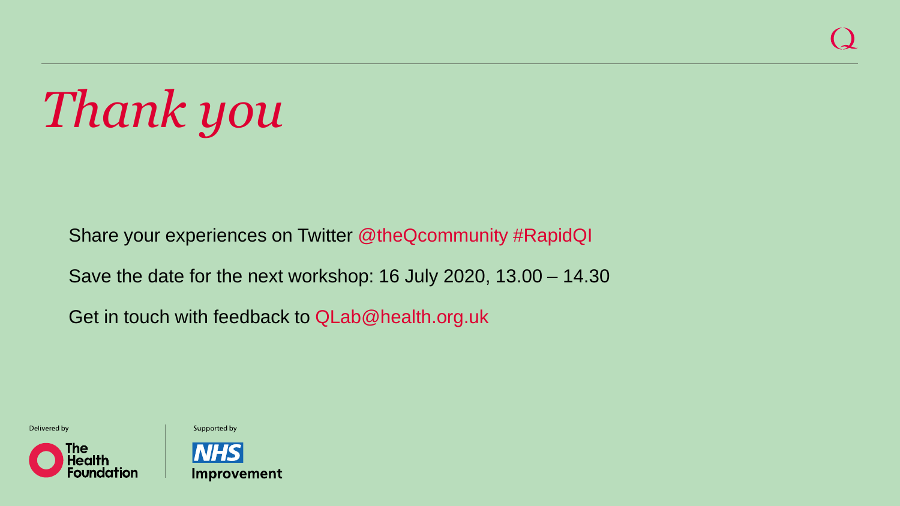# *Thank you*

Share your experiences on Twitter @theQcommunity #RapidQI

Save the date for the next workshop: 16 July 2020, 13.00 – 14.30

Get in touch with feedback to QLab@health.org.uk

Delivered by

The Health Foundation

Supported by

NHS Improvement